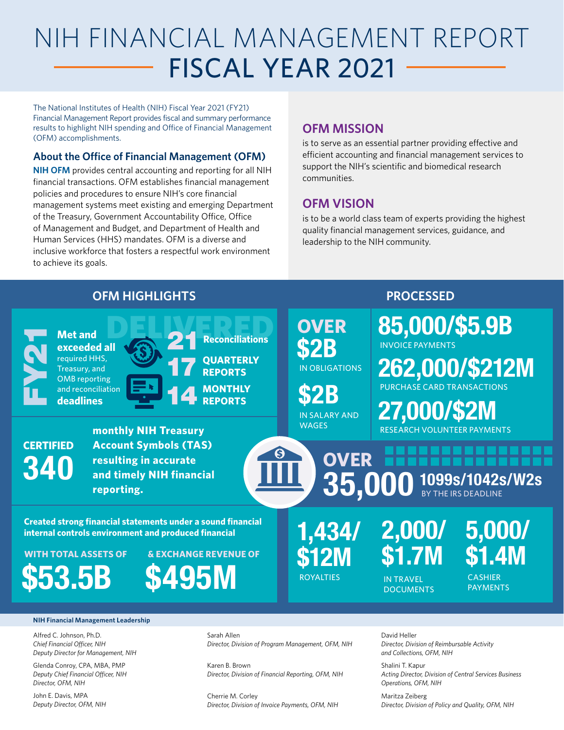# NIH FINANCIAL MANAGEMENT REPORT
# FISCAL YEAR 2021

The National Institutes of Health (NIH) Fiscal Year 2021 (FY21) Financial Management Report provides fiscal and summary performance results to highlight NIH spending and Office of Financial Management (OFM) accomplishments.

## About the Office of Financial Management (OFM)

**NIH OFM** provides central accounting and reporting for all NIH financial transactions. OFM establishes financial management policies and procedures to ensure NIH's core financial management systems meet existing and emerging Department of the Treasury, Government Accountability Office, Office of Management and Budget, and Department of Health and Human Services (HHS) mandates. OFM is a diverse and inclusive workforce that fosters a respectful work environment to achieve its goals.

## OFM MISSION

is to serve as an essential partner providing effective and efficient accounting and financial management services to support the NIH's scientific and biomedical research communities.

## OFM VISION

is to be a world class team of experts providing the highest quality financial management services, guidance, and leadership to the NIH community.

## OFM HIGHLIGHTS

**FY21**

**DELIVERED**

**Met and exceeded all** required HHS, Treasury, and OMB reporting and reconciliation **deadlines**

- **21 Reconciliations**
- **17 QUARTERLY REPORTS**
- **14 MONTHLY REPORTS**

**CERTIFIED 340** **monthly NIH Treasury Account Symbols (TAS) resulting in accurate and timely NIH financial reporting.**

**Created strong financial statements under a sound financial internal controls environment and produced financial**

**WITH TOTAL ASSETS OF $53.5B**

**& EXCHANGE REVENUE OF $495M**

## PROCESSED

- **OVER $2B** IN OBLIGATIONS
- **$2B** IN SALARY AND WAGES
- **85,000/$5.9B** INVOICE PAYMENTS
- **262,000/$212M** PURCHASE CARD TRANSACTIONS
- **27,000/$2M** RESEARCH VOLUNTEER PAYMENTS
- **OVER 35,000 1099s/1042s/W2s** BY THE IRS DEADLINE
- **1,434/$12M** ROYALTIES
- **2,000/$1.7M** IN TRAVEL DOCUMENTS
- **5,000/$1.4M** CASHIER PAYMENTS

**NIH Financial Management Leadership**

Alfred C. Johnson, Ph.D.
*Chief Financial Officer, NIH*
*Deputy Director for Management, NIH*

Glenda Conroy, CPA, MBA, PMP
*Deputy Chief Financial Officer, NIH*
*Director, OFM, NIH*

John E. Davis, MPA
*Deputy Director, OFM, NIH*

Sarah Allen
*Director, Division of Program Management, OFM, NIH*

Karen B. Brown
*Director, Division of Financial Reporting, OFM, NIH*

Cherrie M. Corley
*Director, Division of Invoice Payments, OFM, NIH*

David Heller
*Director, Division of Reimbursable Activity and Collections, OFM, NIH*

Shalini T. Kapur
*Acting Director, Division of Central Services Business Operations, OFM, NIH*

Maritza Zeiberg
*Director, Division of Policy and Quality, OFM, NIH*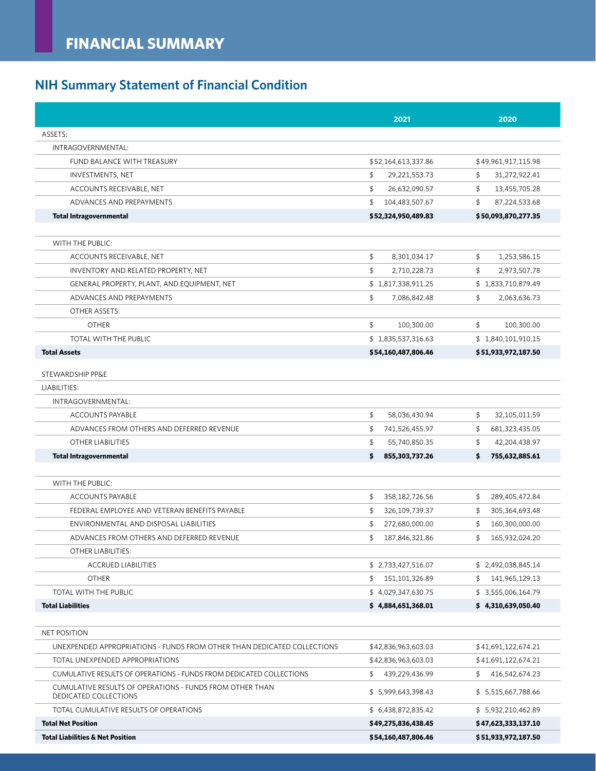# FINANCIAL SUMMARY

## NIH Summary Statement of Financial Condition

| | 2021 | 2020 |
|---|---|---|
| ASSETS: | | |
| INTRAGOVERNMENTAL: | | |
| FUND BALANCE WITH TREASURY | $52,164,613,337.86 | $49,961,917,115.98 |
| INVESTMENTS, NET | $ 29,221,553.73 | $ 31,272,922.41 |
| ACCOUNTS RECEIVABLE, NET | $ 26,632,090.57 | $ 13,455,705.28 |
| ADVANCES AND PREPAYMENTS | $ 104,483,507.67 | $ 87,224,533.68 |
| **Total Intragovernmental** | **$52,324,950,489.83** | **$50,093,870,277.35** |
| WITH THE PUBLIC: | | |
| ACCOUNTS RECEIVABLE, NET | $ 8,301,034.17 | $ 1,253,586.15 |
| INVENTORY AND RELATED PROPERTY, NET | $ 2,710,228.73 | $ 2,973,507.78 |
| GENERAL PROPERTY, PLANT, AND EQUIPMENT, NET | $ 1,817,338,911.25 | $ 1,833,710,879.49 |
| ADVANCES AND PREPAYMENTS | $ 7,086,842.48 | $ 2,063,636.73 |
| OTHER ASSETS: | | |
| OTHER | $ 100,300.00 | $ 100,300.00 |
| TOTAL WITH THE PUBLIC | $ 1,835,537,316.63 | $ 1,840,101,910.15 |
| **Total Assets** | **$54,160,487,806.46** | **$51,933,972,187.50** |
| STEWARDSHIP PP&E | | |
| LIABILITIES: | | |
| INTRAGOVERNMENTAL: | | |
| ACCOUNTS PAYABLE | $ 58,036,430.94 | $ 32,105,011.59 |
| ADVANCES FROM OTHERS AND DEFERRED REVENUE | $ 741,526,455.97 | $ 681,323,435.05 |
| OTHER LIABILITIES | $ 55,740,850.35 | $ 42,204,438.97 |
| **Total Intragovernmental** | **$ 855,303,737.26** | **$ 755,632,885.61** |
| WITH THE PUBLIC: | | |
| ACCOUNTS PAYABLE | $ 358,182,726.56 | $ 289,405,472.84 |
| FEDERAL EMPLOYEE AND VETERAN BENEFITS PAYABLE | $ 326,109,739.37 | $ 305,364,693.48 |
| ENVIRONMENTAL AND DISPOSAL LIABILITIES | $ 272,680,000.00 | $ 160,300,000.00 |
| ADVANCES FROM OTHERS AND DEFERRED REVENUE | $ 187,846,321.86 | $ 165,932,024.20 |
| OTHER LIABILITIES: | | |
| ACCRUED LIABILITIES | $ 2,733,427,516.07 | $ 2,492,038,845.14 |
| OTHER | $ 151,101,326.89 | $ 141,965,129.13 |
| TOTAL WITH THE PUBLIC | $ 4,029,347,630.75 | $ 3,555,006,164.79 |
| **Total Liabilities** | **$ 4,884,651,368.01** | **$ 4,310,639,050.40** |
| NET POSITION | | |
| UNEXPENDED APPROPRIATIONS - FUNDS FROM OTHER THAN DEDICATED COLLECTIONS | $42,836,963,603.03 | $41,691,122,674.21 |
| TOTAL UNEXPENDED APPROPRIATIONS | $42,836,963,603.03 | $41,691,122,674.21 |
| CUMULATIVE RESULTS OF OPERATIONS - FUNDS FROM DEDICATED COLLECTIONS | $ 439,229,436.99 | $ 416,542,674.23 |
| CUMULATIVE RESULTS OF OPERATIONS - FUNDS FROM OTHER THAN DEDICATED COLLECTIONS | $ 5,999,643,398.43 | $ 5,515,667,788.66 |
| TOTAL CUMULATIVE RESULTS OF OPERATIONS | $ 6,438,872,835.42 | $ 5,932,210,462.89 |
| **Total Net Position** | **$49,275,836,438.45** | **$47,623,333,137.10** |
| **Total Liabilities & Net Position** | **$54,160,487,806.46** | **$51,933,972,187.50** |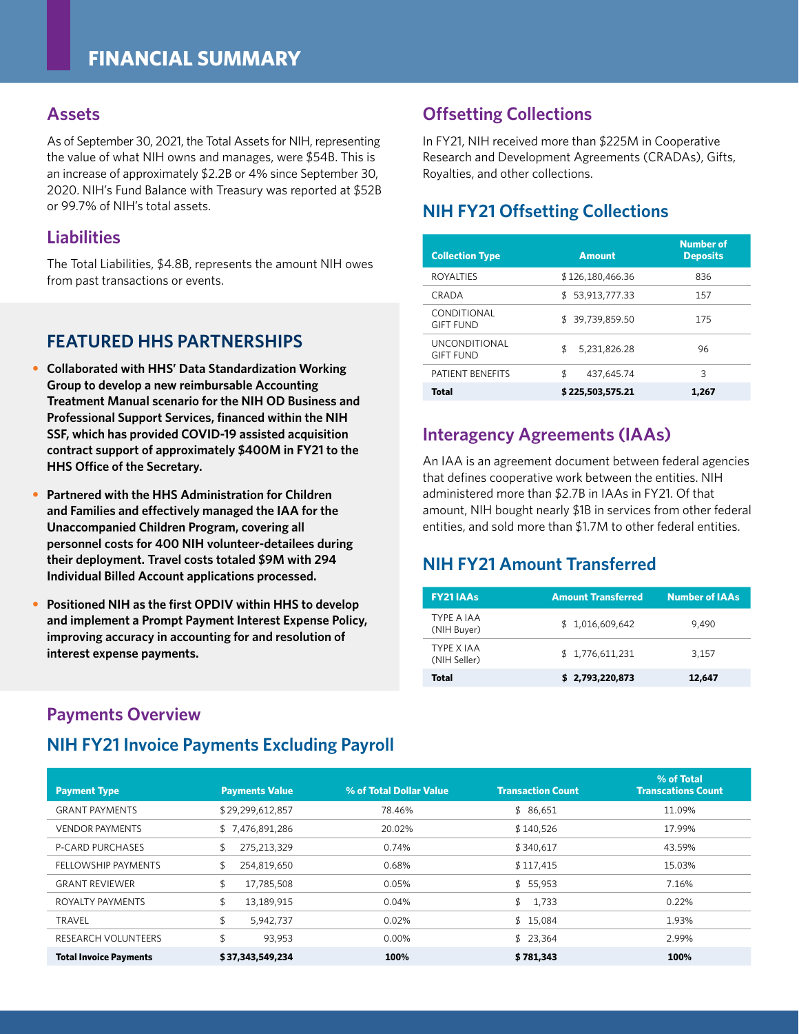# FINANCIAL SUMMARY

## Assets

As of September 30, 2021, the Total Assets for NIH, representing the value of what NIH owns and manages, were $54B. This is an increase of approximately $2.2B or 4% since September 30, 2020. NIH's Fund Balance with Treasury was reported at $52B or 99.7% of NIH's total assets.

## Liabilities

The Total Liabilities, $4.8B, represents the amount NIH owes from past transactions or events.

## FEATURED HHS PARTNERSHIPS

- **Collaborated with HHS' Data Standardization Working Group to develop a new reimbursable Accounting Treatment Manual scenario for the NIH OD Business and Professional Support Services, financed within the NIH SSF, which has provided COVID-19 assisted acquisition contract support of approximately $400M in FY21 to the HHS Office of the Secretary.**
- **Partnered with the HHS Administration for Children and Families and effectively managed the IAA for the Unaccompanied Children Program, covering all personnel costs for 400 NIH volunteer-detailees during their deployment. Travel costs totaled $9M with 294 Individual Billed Account applications processed.**
- **Positioned NIH as the first OPDIV within HHS to develop and implement a Prompt Payment Interest Expense Policy, improving accuracy in accounting for and resolution of interest expense payments.**

## Offsetting Collections

In FY21, NIH received more than $225M in Cooperative Research and Development Agreements (CRADAs), Gifts, Royalties, and other collections.

## NIH FY21 Offsetting Collections

| Collection Type | Amount | Number of Deposits |
|---|---|---|
| ROYALTIES | $126,180,466.36 | 836 |
| CRADA | $ 53,913,777.33 | 157 |
| CONDITIONAL GIFT FUND | $ 39,739,859.50 | 175 |
| UNCONDITIONAL GIFT FUND | $ 5,231,826.28 | 96 |
| PATIENT BENEFITS | $ 437,645.74 | 3 |
| **Total** | **$225,503,575.21** | **1,267** |

## Interagency Agreements (IAAs)

An IAA is an agreement document between federal agencies that defines cooperative work between the entities. NIH administered more than $2.7B in IAAs in FY21. Of that amount, NIH bought nearly $1B in services from other federal entities, and sold more than $1.7M to other federal entities.

## NIH FY21 Amount Transferred

| FY21 IAAs | Amount Transferred | Number of IAAs |
|---|---|---|
| TYPE A IAA (NIH Buyer) | $ 1,016,609,642 | 9,490 |
| TYPE X IAA (NIH Seller) | $ 1,776,611,231 | 3,157 |
| **Total** | **$ 2,793,220,873** | **12,647** |

## Payments Overview

## NIH FY21 Invoice Payments Excluding Payroll

| Payment Type | Payments Value | % of Total Dollar Value | Transaction Count | % of Total Transcations Count |
|---|---|---|---|---|
| GRANT PAYMENTS | $29,299,612,857 | 78.46% | $ 86,651 | 11.09% |
| VENDOR PAYMENTS | $ 7,476,891,286 | 20.02% | $140,526 | 17.99% |
| P-CARD PURCHASES | $ 275,213,329 | 0.74% | $340,617 | 43.59% |
| FELLOWSHIP PAYMENTS | $ 254,819,650 | 0.68% | $117,415 | 15.03% |
| GRANT REVIEWER | $ 17,785,508 | 0.05% | $ 55,953 | 7.16% |
| ROYALTY PAYMENTS | $ 13,189,915 | 0.04% | $ 1,733 | 0.22% |
| TRAVEL | $ 5,942,737 | 0.02% | $ 15,084 | 1.93% |
| RESEARCH VOLUNTEERS | $ 93,953 | 0.00% | $ 23,364 | 2.99% |
| **Total Invoice Payments** | **$37,343,549,234** | **100%** | **$781,343** | **100%** |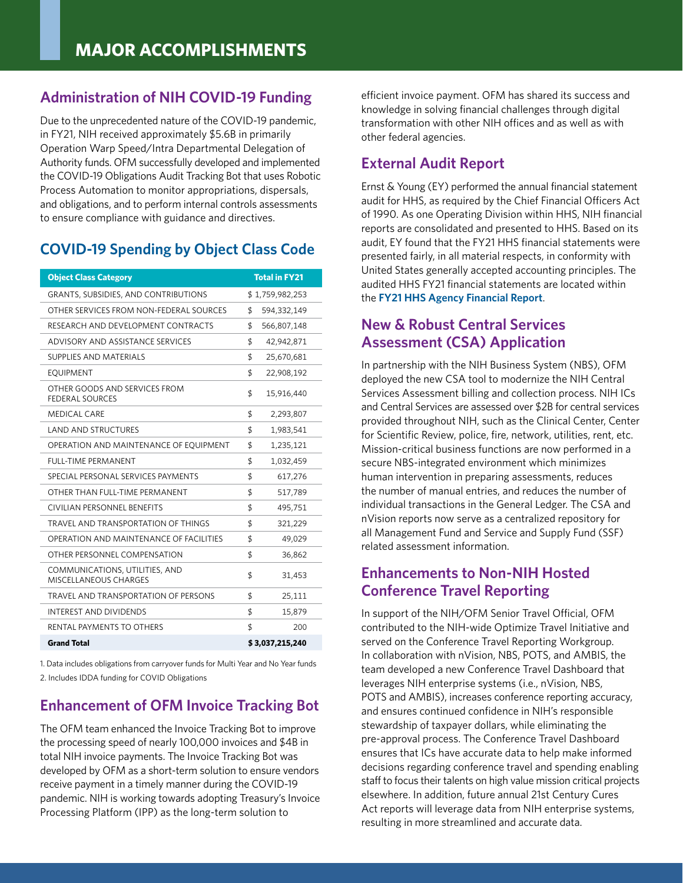# MAJOR ACCOMPLISHMENTS

## Administration of NIH COVID-19 Funding

Due to the unprecedented nature of the COVID-19 pandemic, in FY21, NIH received approximately $5.6B in primarily Operation Warp Speed/Intra Departmental Delegation of Authority funds. OFM successfully developed and implemented the COVID-19 Obligations Audit Tracking Bot that uses Robotic Process Automation to monitor appropriations, dispersals, and obligations, and to perform internal controls assessments to ensure compliance with guidance and directives.

## COVID-19 Spending by Object Class Code

| Object Class Category | Total in FY21 |
|---|---|
| GRANTS, SUBSIDIES, AND CONTRIBUTIONS | $ 1,759,982,253 |
| OTHER SERVICES FROM NON-FEDERAL SOURCES | $ 594,332,149 |
| RESEARCH AND DEVELOPMENT CONTRACTS | $ 566,807,148 |
| ADVISORY AND ASSISTANCE SERVICES | $ 42,942,871 |
| SUPPLIES AND MATERIALS | $ 25,670,681 |
| EQUIPMENT | $ 22,908,192 |
| OTHER GOODS AND SERVICES FROM FEDERAL SOURCES | $ 15,916,440 |
| MEDICAL CARE | $ 2,293,807 |
| LAND AND STRUCTURES | $ 1,983,541 |
| OPERATION AND MAINTENANCE OF EQUIPMENT | $ 1,235,121 |
| FULL-TIME PERMANENT | $ 1,032,459 |
| SPECIAL PERSONAL SERVICES PAYMENTS | $ 617,276 |
| OTHER THAN FULL-TIME PERMANENT | $ 517,789 |
| CIVILIAN PERSONNEL BENEFITS | $ 495,751 |
| TRAVEL AND TRANSPORTATION OF THINGS | $ 321,229 |
| OPERATION AND MAINTENANCE OF FACILITIES | $ 49,029 |
| OTHER PERSONNEL COMPENSATION | $ 36,862 |
| COMMUNICATIONS, UTILITIES, AND MISCELLANEOUS CHARGES | $ 31,453 |
| TRAVEL AND TRANSPORTATION OF PERSONS | $ 25,111 |
| INTEREST AND DIVIDENDS | $ 15,879 |
| RENTAL PAYMENTS TO OTHERS | $ 200 |
| **Grand Total** | **$ 3,037,215,240** |

1. Data includes obligations from carryover funds for Multi Year and No Year funds
2. Includes IDDA funding for COVID Obligations

## Enhancement of OFM Invoice Tracking Bot

The OFM team enhanced the Invoice Tracking Bot to improve the processing speed of nearly 100,000 invoices and $4B in total NIH invoice payments. The Invoice Tracking Bot was developed by OFM as a short-term solution to ensure vendors receive payment in a timely manner during the COVID-19 pandemic. NIH is working towards adopting Treasury's Invoice Processing Platform (IPP) as the long-term solution to efficient invoice payment. OFM has shared its success and knowledge in solving financial challenges through digital transformation with other NIH offices and as well as with other federal agencies.

## External Audit Report

Ernst & Young (EY) performed the annual financial statement audit for HHS, as required by the Chief Financial Officers Act of 1990. As one Operating Division within HHS, NIH financial reports are consolidated and presented to HHS. Based on its audit, EY found that the FY21 HHS financial statements were presented fairly, in all material respects, in conformity with United States generally accepted accounting principles. The audited HHS FY21 financial statements are located within the **FY21 HHS Agency Financial Report**.

## New & Robust Central Services Assessment (CSA) Application

In partnership with the NIH Business System (NBS), OFM deployed the new CSA tool to modernize the NIH Central Services Assessment billing and collection process. NIH ICs and Central Services are assessed over $2B for central services provided throughout NIH, such as the Clinical Center, Center for Scientific Review, police, fire, network, utilities, rent, etc. Mission-critical business functions are now performed in a secure NBS-integrated environment which minimizes human intervention in preparing assessments, reduces the number of manual entries, and reduces the number of individual transactions in the General Ledger. The CSA and nVision reports now serve as a centralized repository for all Management Fund and Service and Supply Fund (SSF) related assessment information.

## Enhancements to Non-NIH Hosted Conference Travel Reporting

In support of the NIH/OFM Senior Travel Official, OFM contributed to the NIH-wide Optimize Travel Initiative and served on the Conference Travel Reporting Workgroup. In collaboration with nVision, NBS, POTS, and AMBIS, the team developed a new Conference Travel Dashboard that leverages NIH enterprise systems (i.e., nVision, NBS, POTS and AMBIS), increases conference reporting accuracy, and ensures continued confidence in NIH's responsible stewardship of taxpayer dollars, while eliminating the pre-approval process. The Conference Travel Dashboard ensures that ICs have accurate data to help make informed decisions regarding conference travel and spending enabling staff to focus their talents on high value mission critical projects elsewhere. In addition, future annual 21st Century Cures Act reports will leverage data from NIH enterprise systems, resulting in more streamlined and accurate data.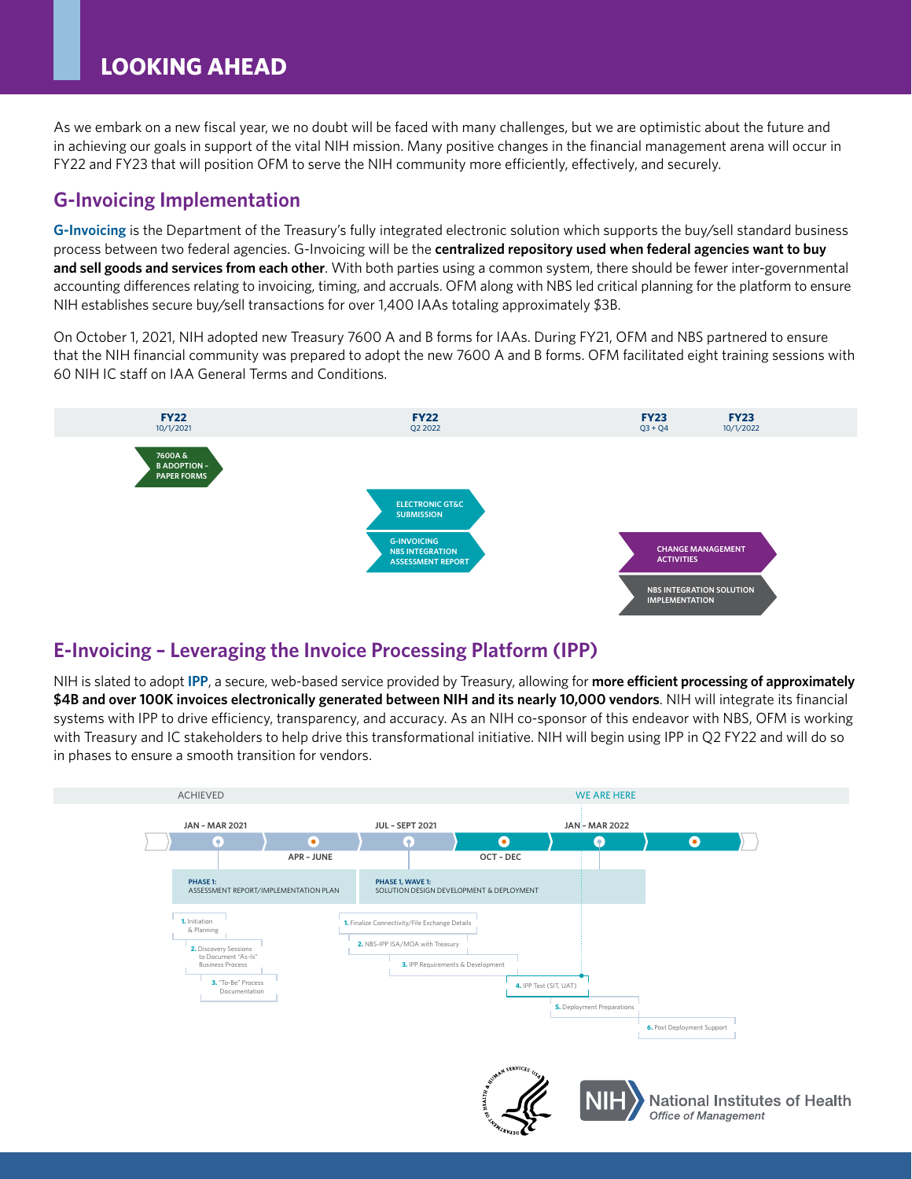# LOOKING AHEAD

As we embark on a new fiscal year, we no doubt will be faced with many challenges, but we are optimistic about the future and in achieving our goals in support of the vital NIH mission. Many positive changes in the financial management arena will occur in FY22 and FY23 that will position OFM to serve the NIH community more efficiently, effectively, and securely.

## G-Invoicing Implementation

**G-Invoicing** is the Department of the Treasury's fully integrated electronic solution which supports the buy/sell standard business process between two federal agencies. G-Invoicing will be the **centralized repository used when federal agencies want to buy and sell goods and services from each other**. With both parties using a common system, there should be fewer inter-governmental accounting differences relating to invoicing, timing, and accruals. OFM along with NBS led critical planning for the platform to ensure NIH establishes secure buy/sell transactions for over 1,400 IAAs totaling approximately $3B.

On October 1, 2021, NIH adopted new Treasury 7600 A and B forms for IAAs. During FY21, OFM and NBS partnered to ensure that the NIH financial community was prepared to adopt the new 7600 A and B forms. OFM facilitated eight training sessions with 60 NIH IC staff on IAA General Terms and Conditions.

FY22 10/1/2021
FY22 Q2 2022
FY23 Q3 + Q4
FY23 10/1/2022

7600A & B ADOPTION - PAPER FORMS
ELECTRONIC GT&C SUBMISSION
G-INVOICING NBS INTEGRATION ASSESSMENT REPORT
CHANGE MANAGEMENT ACTIVITIES
NBS INTEGRATION SOLUTION IMPLEMENTATION

## E-Invoicing – Leveraging the Invoice Processing Platform (IPP)

NIH is slated to adopt **IPP**, a secure, web-based service provided by Treasury, allowing for **more efficient processing of approximately $4B and over 100K invoices electronically generated between NIH and its nearly 10,000 vendors**. NIH will integrate its financial systems with IPP to drive efficiency, transparency, and accuracy. As an NIH co-sponsor of this endeavor with NBS, OFM is working with Treasury and IC stakeholders to help drive this transformational initiative. NIH will begin using IPP in Q2 FY22 and will do so in phases to ensure a smooth transition for vendors.

ACHIEVED
WE ARE HERE

JAN - MAR 2021
APR - JUNE
JUL - SEPT 2021
OCT - DEC
JAN - MAR 2022

PHASE 1: ASSESSMENT REPORT/IMPLEMENTATION PLAN
PHASE 1, WAVE 1: SOLUTION DESIGN DEVELOPMENT & DEPLOYMENT

1. Initiation & Planning
2. Discovery Sessions to Document "As-Is" Business Process
3. "To-Be" Process Documentation

1. Finalize Connectivity/File Exchange Details
2. NBS-IPP ISA/MOA with Treasury
3. IPP Requirements & Development
4. IPP Test (SIT, UAT)
5. Deployment Preparations
6. Post Deployment Support

National Institutes of Health
*Office of Management*